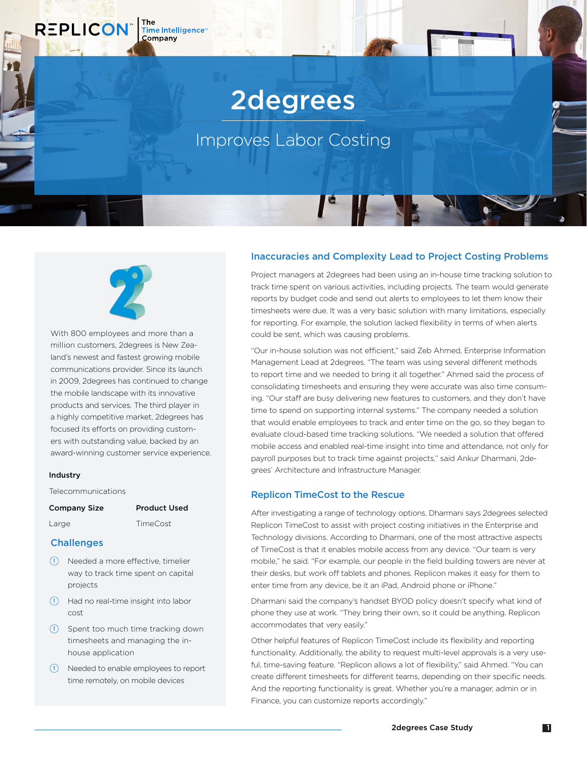REPLICON The Time Intelligence Company

# 2degrees

## Improves Labor Costing

With 800 employees and more than a million customers, 2degrees is New Zealand's newest and fastest growing mobile communications provider. Since its launch in 2009, 2degrees has continued to change the mobile landscape with its innovative products and services. The third player in a highly competitive market, 2degrees has focused its efforts on providing customers with outstanding value, backed by an award-winning customer service experience.

**Industry**

Telecommunications

| **Company Size** | **Product Used** |
|---|---|
| Large | TimeCost |

### Challenges

- Needed a more effective, timelier way to track time spent on capital projects
- Had no real-time insight into labor cost
- Spent too much time tracking down timesheets and managing the in-house application
- Needed to enable employees to report time remotely, on mobile devices

### Inaccuracies and Complexity Lead to Project Costing Problems

Project managers at 2degrees had been using an in-house time tracking solution to track time spent on various activities, including projects. The team would generate reports by budget code and send out alerts to employees to let them know their timesheets were due. It was a very basic solution with many limitations, especially for reporting. For example, the solution lacked flexibility in terms of when alerts could be sent, which was causing problems.

"Our in-house solution was not efficient," said Zeb Ahmed, Enterprise Information Management Lead at 2degrees. "The team was using several different methods to report time and we needed to bring it all together." Ahmed said the process of consolidating timesheets and ensuring they were accurate was also time consuming. "Our staff are busy delivering new features to customers, and they don't have time to spend on supporting internal systems." The company needed a solution that would enable employees to track and enter time on the go, so they began to evaluate cloud-based time tracking solutions. "We needed a solution that offered mobile access and enabled real-time insight into time and attendance, not only for payroll purposes but to track time against projects," said Ankur Dharmani, 2degrees' Architecture and Infrastructure Manager.

### Replicon TimeCost to the Rescue

After investigating a range of technology options, Dharmani says 2degrees selected Replicon TimeCost to assist with project costing initiatives in the Enterprise and Technology divisions. According to Dharmani, one of the most attractive aspects of TimeCost is that it enables mobile access from any device. "Our team is very mobile," he said. "For example, our people in the field building towers are never at their desks, but work off tablets and phones. Replicon makes it easy for them to enter time from any device, be it an iPad, Android phone or iPhone."

Dharmani said the company's handset BYOD policy doesn't specify what kind of phone they use at work. "They bring their own, so it could be anything. Replicon accommodates that very easily."

Other helpful features of Replicon TimeCost include its flexibility and reporting functionality. Additionally, the ability to request multi-level approvals is a very useful, time-saving feature. "Replicon allows a lot of flexibility," said Ahmed. "You can create different timesheets for different teams, depending on their specific needs. And the reporting functionality is great. Whether you're a manager, admin or in Finance, you can customize reports accordingly."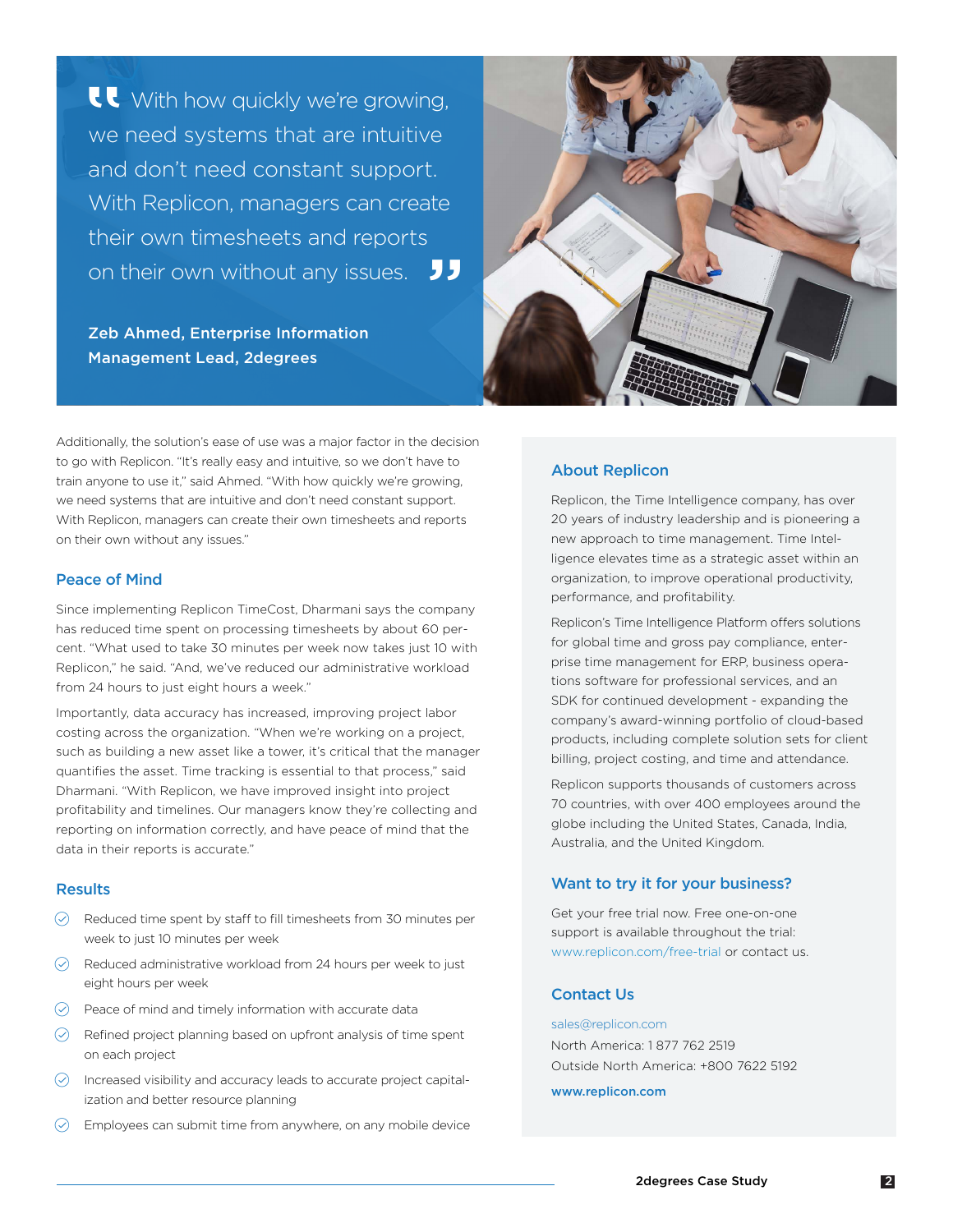> With how quickly we're growing, we need systems that are intuitive and don't need constant support. With Replicon, managers can create their own timesheets and reports on their own without any issues.

**Zeb Ahmed, Enterprise Information Management Lead, 2degrees**

Additionally, the solution's ease of use was a major factor in the decision to go with Replicon. "It's really easy and intuitive, so we don't have to train anyone to use it," said Ahmed. "With how quickly we're growing, we need systems that are intuitive and don't need constant support. With Replicon, managers can create their own timesheets and reports on their own without any issues."

## Peace of Mind

Since implementing Replicon TimeCost, Dharmani says the company has reduced time spent on processing timesheets by about 60 percent. "What used to take 30 minutes per week now takes just 10 with Replicon," he said. "And, we've reduced our administrative workload from 24 hours to just eight hours a week."

Importantly, data accuracy has increased, improving project labor costing across the organization. "When we're working on a project, such as building a new asset like a tower, it's critical that the manager quantifies the asset. Time tracking is essential to that process," said Dharmani. "With Replicon, we have improved insight into project profitability and timelines. Our managers know they're collecting and reporting on information correctly, and have peace of mind that the data in their reports is accurate."

## Results

- Reduced time spent by staff to fill timesheets from 30 minutes per week to just 10 minutes per week
- Reduced administrative workload from 24 hours per week to just eight hours per week
- Peace of mind and timely information with accurate data
- Refined project planning based on upfront analysis of time spent on each project
- Increased visibility and accuracy leads to accurate project capitalization and better resource planning
- Employees can submit time from anywhere, on any mobile device

## About Replicon

Replicon, the Time Intelligence company, has over 20 years of industry leadership and is pioneering a new approach to time management. Time Intelligence elevates time as a strategic asset within an organization, to improve operational productivity, performance, and profitability.

Replicon's Time Intelligence Platform offers solutions for global time and gross pay compliance, enterprise time management for ERP, business operations software for professional services, and an SDK for continued development - expanding the company's award-winning portfolio of cloud-based products, including complete solution sets for client billing, project costing, and time and attendance.

Replicon supports thousands of customers across 70 countries, with over 400 employees around the globe including the United States, Canada, India, Australia, and the United Kingdom.

## Want to try it for your business?

Get your free trial now. Free one-on-one support is available throughout the trial: www.replicon.com/free-trial or contact us.

## Contact Us

sales@replicon.com

North America: 1 877 762 2519

Outside North America: +800 7622 5192

**www.replicon.com**